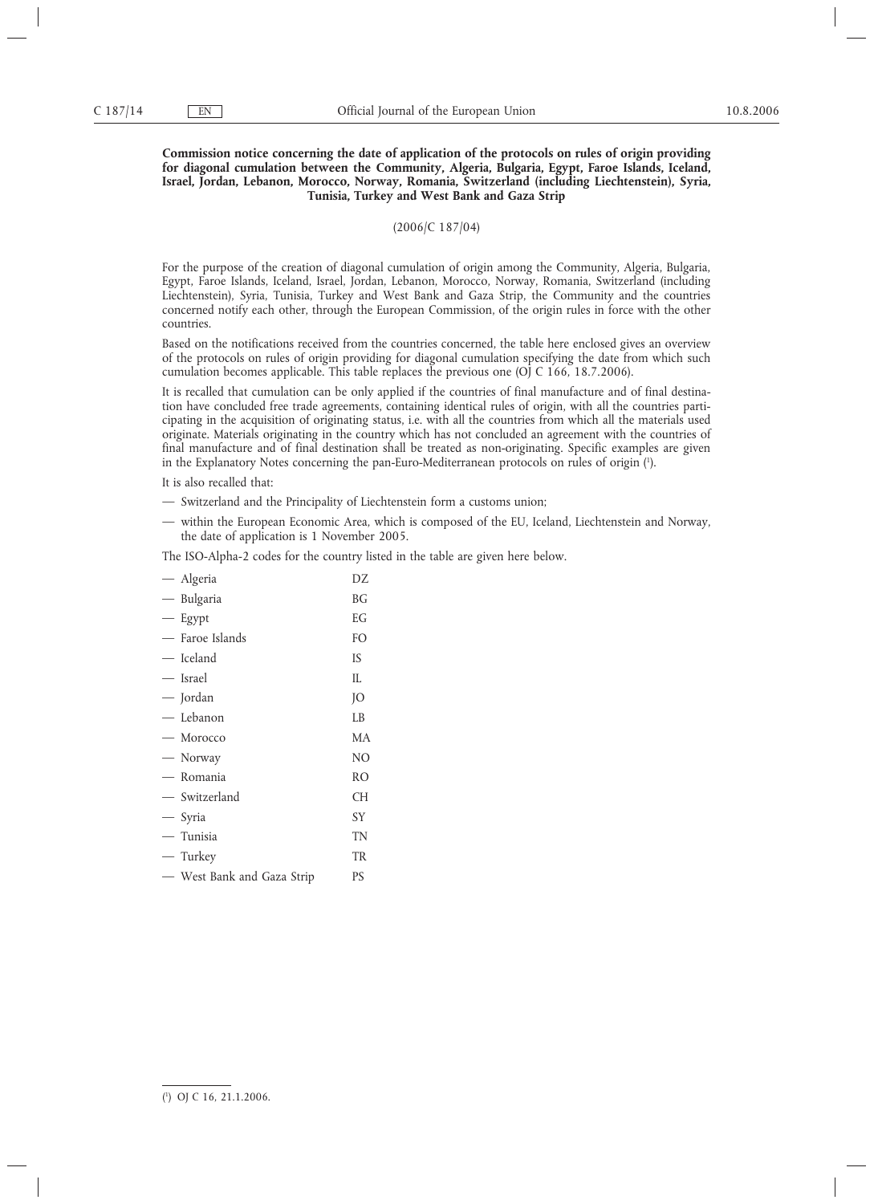**Commission notice concerning the date of application of the protocols on rules of origin providing for diagonal cumulation between the Community, Algeria, Bulgaria, Egypt, Faroe Islands, Iceland, Israel, Jordan, Lebanon, Morocco, Norway, Romania, Switzerland (including Liechtenstein), Syria, Tunisia, Turkey and West Bank and Gaza Strip**

(2006/C 187/04)

For the purpose of the creation of diagonal cumulation of origin among the Community, Algeria, Bulgaria, Egypt, Faroe Islands, Iceland, Israel, Jordan, Lebanon, Morocco, Norway, Romania, Switzerland (including Liechtenstein), Syria, Tunisia, Turkey and West Bank and Gaza Strip, the Community and the countries concerned notify each other, through the European Commission, of the origin rules in force with the other countries.

Based on the notifications received from the countries concerned, the table here enclosed gives an overview of the protocols on rules of origin providing for diagonal cumulation specifying the date from which such cumulation becomes applicable. This table replaces the previous one (OJ C 166, 18.7.2006).

It is recalled that cumulation can be only applied if the countries of final manufacture and of final destination have concluded free trade agreements, containing identical rules of origin, with all the countries participating in the acquisition of originating status, i.e. with all the countries from which all the materials used originate. Materials originating in the country which has not concluded an agreement with the countries of final manufacture and of final destination shall be treated as non-originating. Specific examples are given in the Explanatory Notes concerning the pan-Euro-Mediterranean protocols on rules of origin [1].

It is also recalled that:

- Switzerland and the Principality of Liechtenstein form a customs union;
- within the European Economic Area, which is composed of the EU, Iceland, Liechtenstein and Norway, the date of application is 1 November 2005.

The ISO-Alpha-2 codes for the country listed in the table are given here below.

| | |
|---|---|
| — Algeria | DZ |
| — Bulgaria | BG |
| — Egypt | EG |
| — Faroe Islands | FO |
| — Iceland | IS |
| — Israel | IL |
| — Jordan | JO |
| — Lebanon | LB |
| — Morocco | MA |
| — Norway | NO |
| — Romania | RO |
| — Switzerland | CH |
| — Syria | SY |
| — Tunisia | TN |
| — Turkey | TR |
| — West Bank and Gaza Strip | PS |

[1] OJ C 16, 21.1.2006.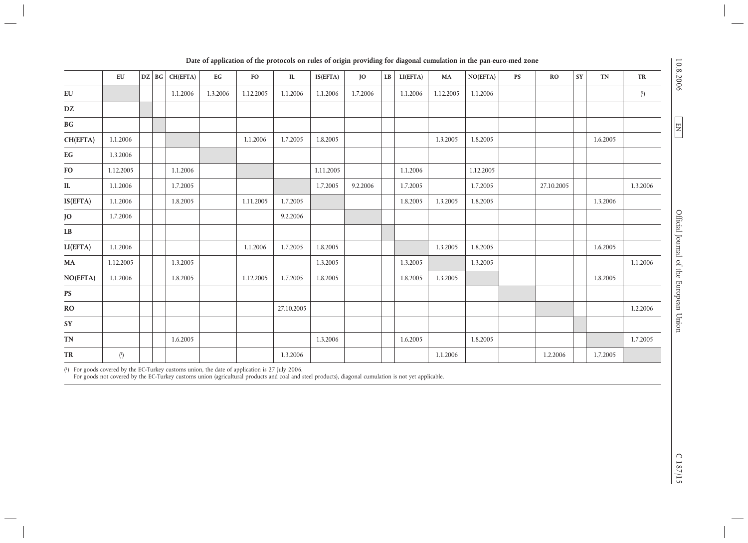**Date of application of the protocols on rules of origin providing for diagonal cumulation in the pan-euro-med zone**

| | EU | DZ | BG | CH(EFTA) | EG | FO | IL | IS(EFTA) | JO | LB | LI(EFTA) | MA | NO(EFTA) | PS | RO | SY | TN | TR |
|---|---|---|---|---|---|---|---|---|---|---|---|---|---|---|---|---|---|---|
| **EU** | | | | 1.1.2006 | 1.3.2006 | 1.12.2005 | 1.1.2006 | 1.1.2006 | 1.7.2006 | | 1.1.2006 | 1.12.2005 | 1.1.2006 | | | | | (1) |
| **DZ** | | | | | | | | | | | | | | | | | | |
| **BG** | | | | | | | | | | | | | | | | | | |
| **CH(EFTA)** | 1.1.2006 | | | | | 1.1.2006 | 1.7.2005 | 1.8.2005 | | | | 1.3.2005 | 1.8.2005 | | | | 1.6.2005 | |
| **EG** | 1.3.2006 | | | | | | | | | | | | | | | | | |
| **FO** | 1.12.2005 | | | 1.1.2006 | | | | 1.11.2005 | | | 1.1.2006 | | 1.12.2005 | | | | | |
| **IL** | 1.1.2006 | | | 1.7.2005 | | | | 1.7.2005 | 9.2.2006 | | 1.7.2005 | | 1.7.2005 | | 27.10.2005 | | | 1.3.2006 |
| **IS(EFTA)** | 1.1.2006 | | | 1.8.2005 | | 1.11.2005 | 1.7.2005 | | | | 1.8.2005 | 1.3.2005 | 1.8.2005 | | | | 1.3.2006 | |
| **JO** | 1.7.2006 | | | | | | 9.2.2006 | | | | | | | | | | | |
| **LB** | | | | | | | | | | | | | | | | | | |
| **LI(EFTA)** | 1.1.2006 | | | | | 1.1.2006 | 1.7.2005 | 1.8.2005 | | | | 1.3.2005 | 1.8.2005 | | | | 1.6.2005 | |
| **MA** | 1.12.2005 | | | 1.3.2005 | | | | 1.3.2005 | | | 1.3.2005 | | 1.3.2005 | | | | | 1.1.2006 |
| **NO(EFTA)** | 1.1.2006 | | | 1.8.2005 | | 1.12.2005 | 1.7.2005 | 1.8.2005 | | | 1.8.2005 | 1.3.2005 | | | | | 1.8.2005 | |
| **PS** | | | | | | | | | | | | | | | | | | |
| **RO** | | | | | | | 27.10.2005 | | | | | | | | | | | 1.2.2006 |
| **SY** | | | | | | | | | | | | | | | | | | |
| **TN** | | | | 1.6.2005 | | | | 1.3.2006 | | | 1.6.2005 | | 1.8.2005 | | | | | 1.7.2005 |
| **TR** | (1) | | | | | | 1.3.2006 | | | | | 1.1.2006 | | | 1.2.2006 | | 1.7.2005 | |

(1) For goods covered by the EC-Turkey customs union, the date of application is 27 July 2006.
For goods not covered by the EC-Turkey customs union (agricultural products and coal and steel products), diagonal cumulation is not yet applicable.